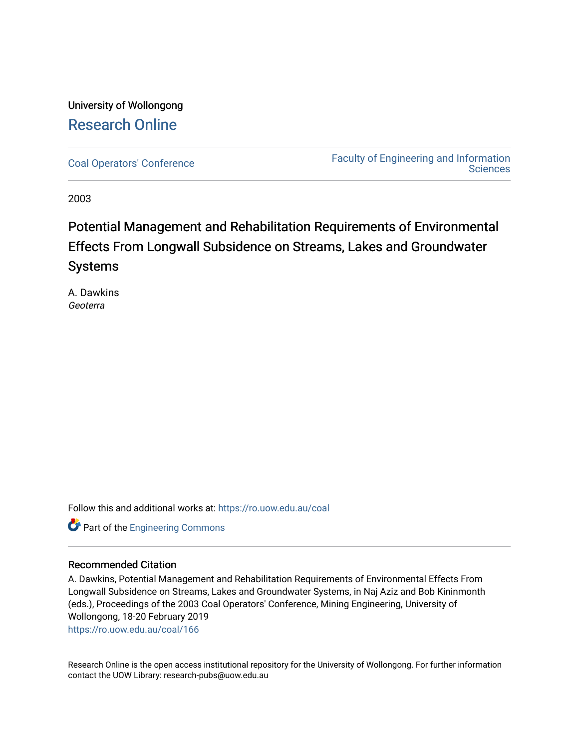University of Wollongong

# Research Online

Coal Operators' Conference

Faculty of Engineering and Information Sciences

2003

# Potential Management and Rehabilitation Requirements of Environmental Effects From Longwall Subsidence on Streams, Lakes and Groundwater Systems

A. Dawkins
*Geoterra*

Follow this and additional works at: https://ro.uow.edu.au/coal

Part of the Engineering Commons

## Recommended Citation

A. Dawkins, Potential Management and Rehabilitation Requirements of Environmental Effects From Longwall Subsidence on Streams, Lakes and Groundwater Systems, in Naj Aziz and Bob Kininmonth (eds.), Proceedings of the 2003 Coal Operators' Conference, Mining Engineering, University of Wollongong, 18-20 February 2019
https://ro.uow.edu.au/coal/166

Research Online is the open access institutional repository for the University of Wollongong. For further information contact the UOW Library: research-pubs@uow.edu.au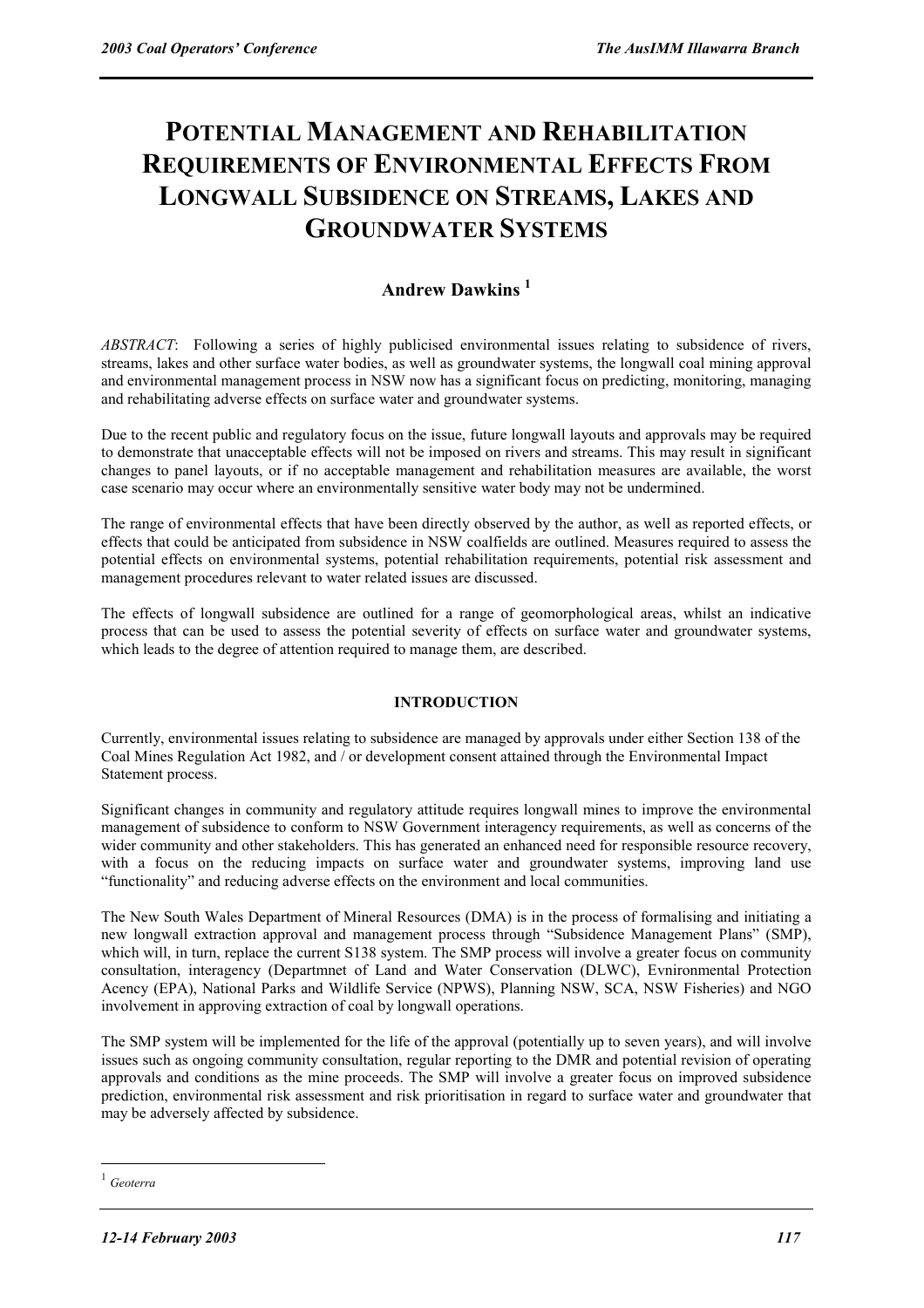# POTENTIAL MANAGEMENT AND REHABILITATION REQUIREMENTS OF ENVIRONMENTAL EFFECTS FROM LONGWALL SUBSIDENCE ON STREAMS, LAKES AND GROUNDWATER SYSTEMS

**Andrew Dawkins [1]**

*ABSTRACT*: Following a series of highly publicised environmental issues relating to subsidence of rivers, streams, lakes and other surface water bodies, as well as groundwater systems, the longwall coal mining approval and environmental management process in NSW now has a significant focus on predicting, monitoring, managing and rehabilitating adverse effects on surface water and groundwater systems.

Due to the recent public and regulatory focus on the issue, future longwall layouts and approvals may be required to demonstrate that unacceptable effects will not be imposed on rivers and streams. This may result in significant changes to panel layouts, or if no acceptable management and rehabilitation measures are available, the worst case scenario may occur where an environmentally sensitive water body may not be undermined.

The range of environmental effects that have been directly observed by the author, as well as reported effects, or effects that could be anticipated from subsidence in NSW coalfields are outlined. Measures required to assess the potential effects on environmental systems, potential rehabilitation requirements, potential risk assessment and management procedures relevant to water related issues are discussed.

The effects of longwall subsidence are outlined for a range of geomorphological areas, whilst an indicative process that can be used to assess the potential severity of effects on surface water and groundwater systems, which leads to the degree of attention required to manage them, are described.

## INTRODUCTION

Currently, environmental issues relating to subsidence are managed by approvals under either Section 138 of the Coal Mines Regulation Act 1982, and / or development consent attained through the Environmental Impact Statement process.

Significant changes in community and regulatory attitude requires longwall mines to improve the environmental management of subsidence to conform to NSW Government interagency requirements, as well as concerns of the wider community and other stakeholders. This has generated an enhanced need for responsible resource recovery, with a focus on the reducing impacts on surface water and groundwater systems, improving land use "functionality" and reducing adverse effects on the environment and local communities.

The New South Wales Department of Mineral Resources (DMA) is in the process of formalising and initiating a new longwall extraction approval and management process through "Subsidence Management Plans" (SMP), which will, in turn, replace the current S138 system. The SMP process will involve a greater focus on community consultation, interagency (Departmnet of Land and Water Conservation (DLWC), Evnironmental Protection Acency (EPA), National Parks and Wildlife Service (NPWS), Planning NSW, SCA, NSW Fisheries) and NGO involvement in approving extraction of coal by longwall operations.

The SMP system will be implemented for the life of the approval (potentially up to seven years), and will involve issues such as ongoing community consultation, regular reporting to the DMR and potential revision of operating approvals and conditions as the mine proceeds. The SMP will involve a greater focus on improved subsidence prediction, environmental risk assessment and risk prioritisation in regard to surface water and groundwater that may be adversely affected by subsidence.

[1] *Geoterra*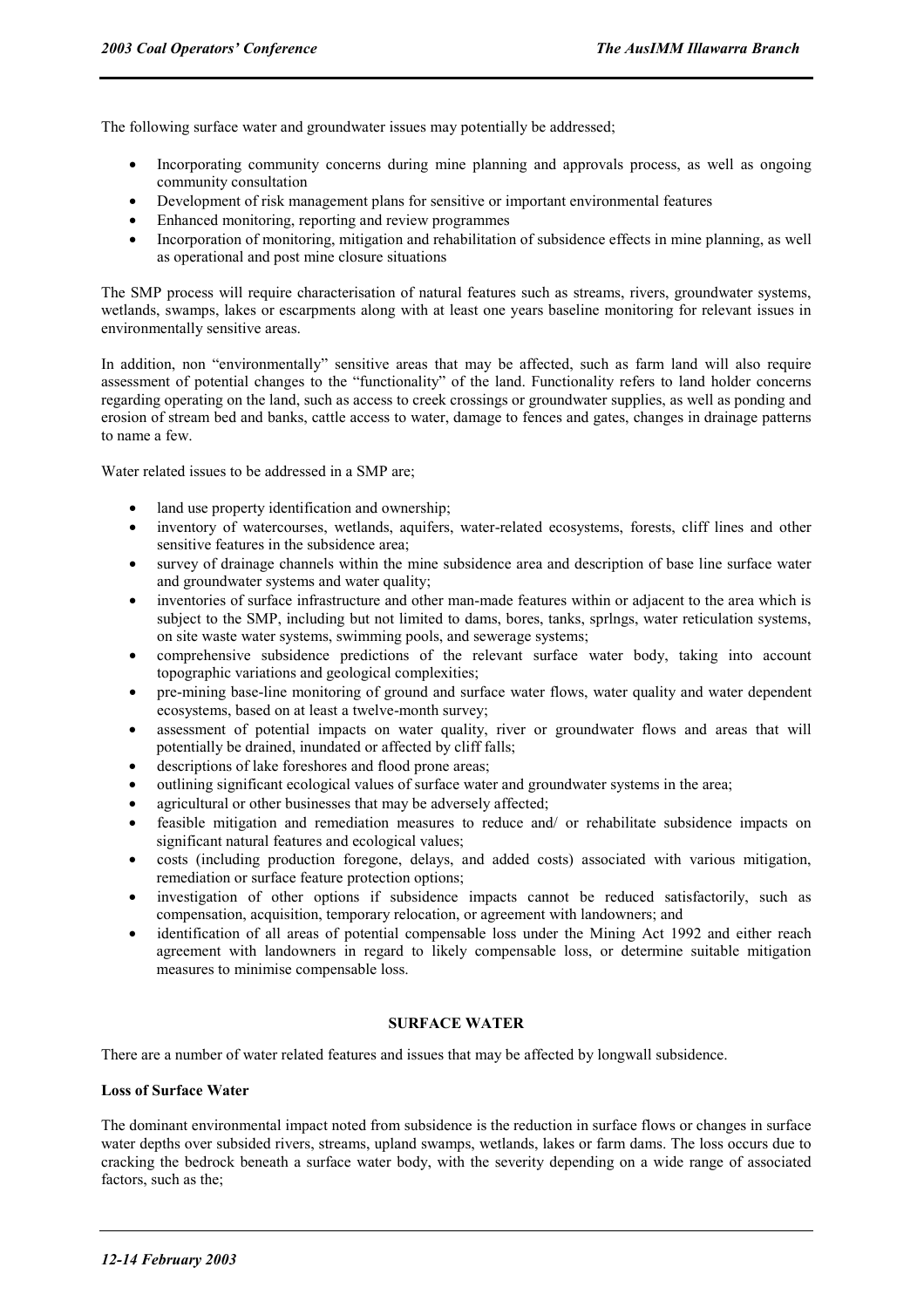The following surface water and groundwater issues may potentially be addressed;

- Incorporating community concerns during mine planning and approvals process, as well as ongoing community consultation
- Development of risk management plans for sensitive or important environmental features
- Enhanced monitoring, reporting and review programmes
- Incorporation of monitoring, mitigation and rehabilitation of subsidence effects in mine planning, as well as operational and post mine closure situations

The SMP process will require characterisation of natural features such as streams, rivers, groundwater systems, wetlands, swamps, lakes or escarpments along with at least one years baseline monitoring for relevant issues in environmentally sensitive areas.

In addition, non "environmentally" sensitive areas that may be affected, such as farm land will also require assessment of potential changes to the "functionality" of the land. Functionality refers to land holder concerns regarding operating on the land, such as access to creek crossings or groundwater supplies, as well as ponding and erosion of stream bed and banks, cattle access to water, damage to fences and gates, changes in drainage patterns to name a few.

Water related issues to be addressed in a SMP are;

- land use property identification and ownership;
- inventory of watercourses, wetlands, aquifers, water-related ecosystems, forests, cliff lines and other sensitive features in the subsidence area;
- survey of drainage channels within the mine subsidence area and description of base line surface water and groundwater systems and water quality;
- inventories of surface infrastructure and other man-made features within or adjacent to the area which is subject to the SMP, including but not limited to dams, bores, tanks, sprlngs, water reticulation systems, on site waste water systems, swimming pools, and sewerage systems;
- comprehensive subsidence predictions of the relevant surface water body, taking into account topographic variations and geological complexities;
- pre-mining base-line monitoring of ground and surface water flows, water quality and water dependent ecosystems, based on at least a twelve-month survey;
- assessment of potential impacts on water quality, river or groundwater flows and areas that will potentially be drained, inundated or affected by cliff falls;
- descriptions of lake foreshores and flood prone areas;
- outlining significant ecological values of surface water and groundwater systems in the area;
- agricultural or other businesses that may be adversely affected;
- feasible mitigation and remediation measures to reduce and/ or rehabilitate subsidence impacts on significant natural features and ecological values;
- costs (including production foregone, delays, and added costs) associated with various mitigation, remediation or surface feature protection options;
- investigation of other options if subsidence impacts cannot be reduced satisfactorily, such as compensation, acquisition, temporary relocation, or agreement with landowners; and
- identification of all areas of potential compensable loss under the Mining Act 1992 and either reach agreement with landowners in regard to likely compensable loss, or determine suitable mitigation measures to minimise compensable loss.

## SURFACE WATER

There are a number of water related features and issues that may be affected by longwall subsidence.

### Loss of Surface Water

The dominant environmental impact noted from subsidence is the reduction in surface flows or changes in surface water depths over subsided rivers, streams, upland swamps, wetlands, lakes or farm dams. The loss occurs due to cracking the bedrock beneath a surface water body, with the severity depending on a wide range of associated factors, such as the;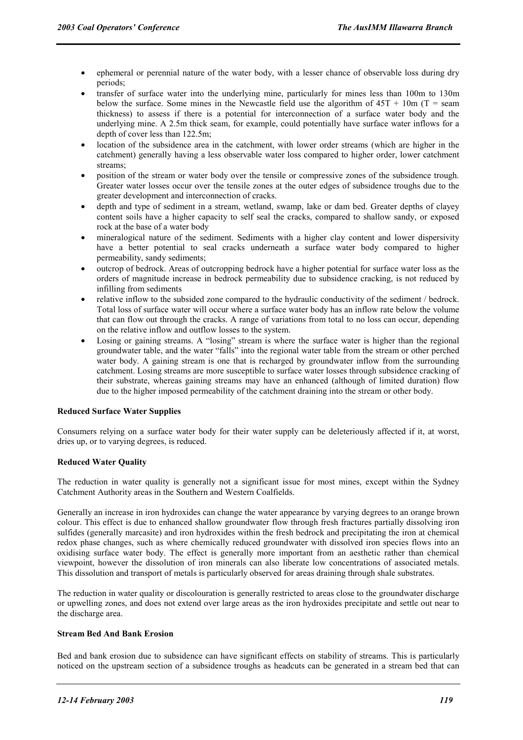- ephemeral or perennial nature of the water body, with a lesser chance of observable loss during dry periods;
- transfer of surface water into the underlying mine, particularly for mines less than 100m to 130m below the surface. Some mines in the Newcastle field use the algorithm of $45T + 10m$ ($T$ = seam thickness) to assess if there is a potential for interconnection of a surface water body and the underlying mine. A 2.5m thick seam, for example, could potentially have surface water inflows for a depth of cover less than 122.5m;
- location of the subsidence area in the catchment, with lower order streams (which are higher in the catchment) generally having a less observable water loss compared to higher order, lower catchment streams;
- position of the stream or water body over the tensile or compressive zones of the subsidence trough. Greater water losses occur over the tensile zones at the outer edges of subsidence troughs due to the greater development and interconnection of cracks.
- depth and type of sediment in a stream, wetland, swamp, lake or dam bed. Greater depths of clayey content soils have a higher capacity to self seal the cracks, compared to shallow sandy, or exposed rock at the base of a water body
- mineralogical nature of the sediment. Sediments with a higher clay content and lower dispersivity have a better potential to seal cracks underneath a surface water body compared to higher permeability, sandy sediments;
- outcrop of bedrock. Areas of outcropping bedrock have a higher potential for surface water loss as the orders of magnitude increase in bedrock permeability due to subsidence cracking, is not reduced by infilling from sediments
- relative inflow to the subsided zone compared to the hydraulic conductivity of the sediment / bedrock. Total loss of surface water will occur where a surface water body has an inflow rate below the volume that can flow out through the cracks. A range of variations from total to no loss can occur, depending on the relative inflow and outflow losses to the system.
- Losing or gaining streams. A "losing" stream is where the surface water is higher than the regional groundwater table, and the water "falls" into the regional water table from the stream or other perched water body. A gaining stream is one that is recharged by groundwater inflow from the surrounding catchment. Losing streams are more susceptible to surface water losses through subsidence cracking of their substrate, whereas gaining streams may have an enhanced (although of limited duration) flow due to the higher imposed permeability of the catchment draining into the stream or other body.

**Reduced Surface Water Supplies**

Consumers relying on a surface water body for their water supply can be deleteriously affected if it, at worst, dries up, or to varying degrees, is reduced.

**Reduced Water Quality**

The reduction in water quality is generally not a significant issue for most mines, except within the Sydney Catchment Authority areas in the Southern and Western Coalfields.

Generally an increase in iron hydroxides can change the water appearance by varying degrees to an orange brown colour. This effect is due to enhanced shallow groundwater flow through fresh fractures partially dissolving iron sulfides (generally marcasite) and iron hydroxides within the fresh bedrock and precipitating the iron at chemical redox phase changes, such as where chemically reduced groundwater with dissolved iron species flows into an oxidising surface water body. The effect is generally more important from an aesthetic rather than chemical viewpoint, however the dissolution of iron minerals can also liberate low concentrations of associated metals. This dissolution and transport of metals is particularly observed for areas draining through shale substrates.

The reduction in water quality or discolouration is generally restricted to areas close to the groundwater discharge or upwelling zones, and does not extend over large areas as the iron hydroxides precipitate and settle out near to the discharge area.

**Stream Bed And Bank Erosion**

Bed and bank erosion due to subsidence can have significant effects on stability of streams. This is particularly noticed on the upstream section of a subsidence troughs as headcuts can be generated in a stream bed that can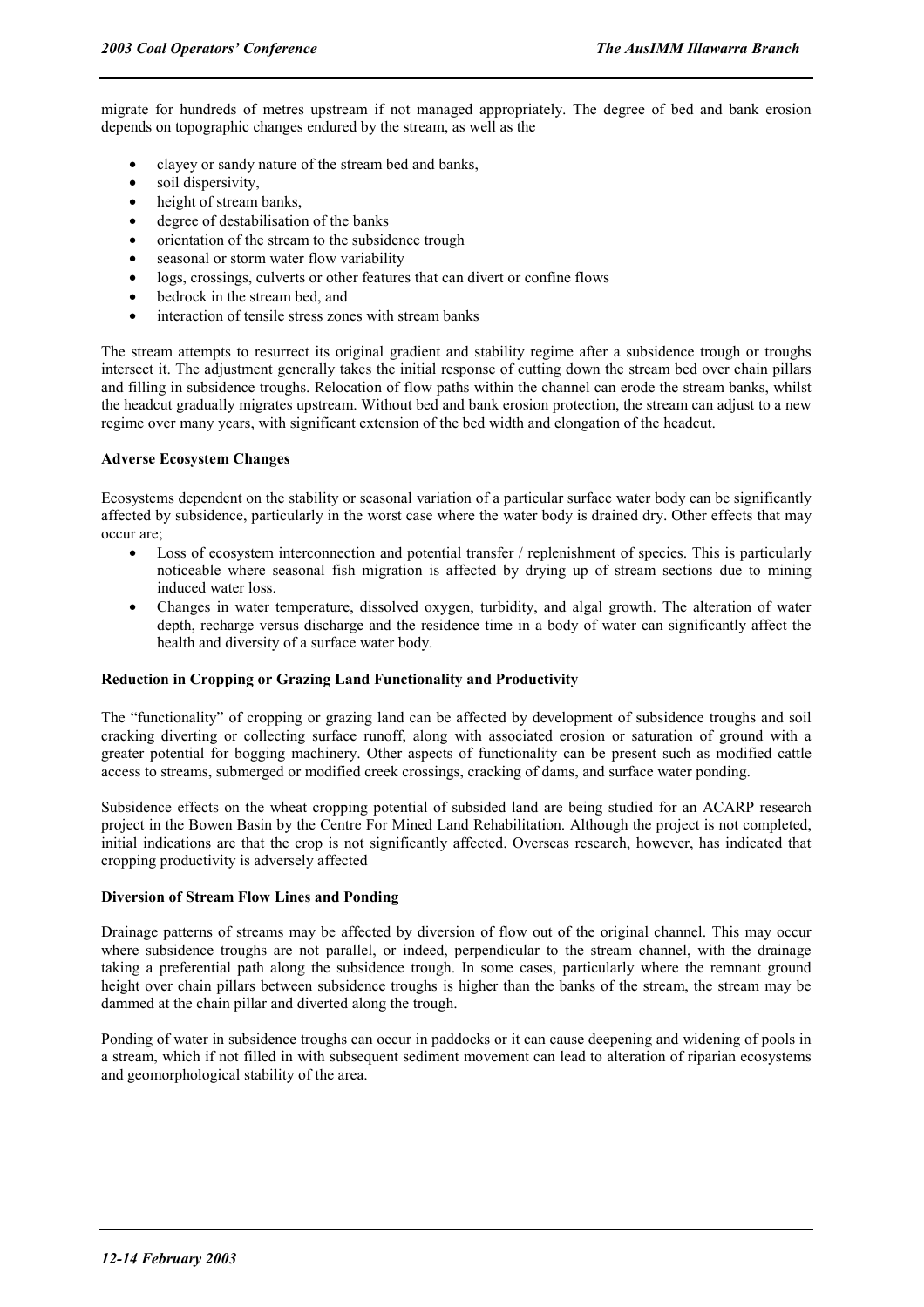migrate for hundreds of metres upstream if not managed appropriately. The degree of bed and bank erosion depends on topographic changes endured by the stream, as well as the

- clayey or sandy nature of the stream bed and banks,
- soil dispersivity,
- height of stream banks,
- degree of destabilisation of the banks
- orientation of the stream to the subsidence trough
- seasonal or storm water flow variability
- logs, crossings, culverts or other features that can divert or confine flows
- bedrock in the stream bed, and
- interaction of tensile stress zones with stream banks

The stream attempts to resurrect its original gradient and stability regime after a subsidence trough or troughs intersect it. The adjustment generally takes the initial response of cutting down the stream bed over chain pillars and filling in subsidence troughs. Relocation of flow paths within the channel can erode the stream banks, whilst the headcut gradually migrates upstream. Without bed and bank erosion protection, the stream can adjust to a new regime over many years, with significant extension of the bed width and elongation of the headcut.

**Adverse Ecosystem Changes**

Ecosystems dependent on the stability or seasonal variation of a particular surface water body can be significantly affected by subsidence, particularly in the worst case where the water body is drained dry. Other effects that may occur are;

- Loss of ecosystem interconnection and potential transfer / replenishment of species. This is particularly noticeable where seasonal fish migration is affected by drying up of stream sections due to mining induced water loss.
- Changes in water temperature, dissolved oxygen, turbidity, and algal growth. The alteration of water depth, recharge versus discharge and the residence time in a body of water can significantly affect the health and diversity of a surface water body.

**Reduction in Cropping or Grazing Land Functionality and Productivity**

The "functionality" of cropping or grazing land can be affected by development of subsidence troughs and soil cracking diverting or collecting surface runoff, along with associated erosion or saturation of ground with a greater potential for bogging machinery. Other aspects of functionality can be present such as modified cattle access to streams, submerged or modified creek crossings, cracking of dams, and surface water ponding.

Subsidence effects on the wheat cropping potential of subsided land are being studied for an ACARP research project in the Bowen Basin by the Centre For Mined Land Rehabilitation. Although the project is not completed, initial indications are that the crop is not significantly affected. Overseas research, however, has indicated that cropping productivity is adversely affected

**Diversion of Stream Flow Lines and Ponding**

Drainage patterns of streams may be affected by diversion of flow out of the original channel. This may occur where subsidence troughs are not parallel, or indeed, perpendicular to the stream channel, with the drainage taking a preferential path along the subsidence trough. In some cases, particularly where the remnant ground height over chain pillars between subsidence troughs is higher than the banks of the stream, the stream may be dammed at the chain pillar and diverted along the trough.

Ponding of water in subsidence troughs can occur in paddocks or it can cause deepening and widening of pools in a stream, which if not filled in with subsequent sediment movement can lead to alteration of riparian ecosystems and geomorphological stability of the area.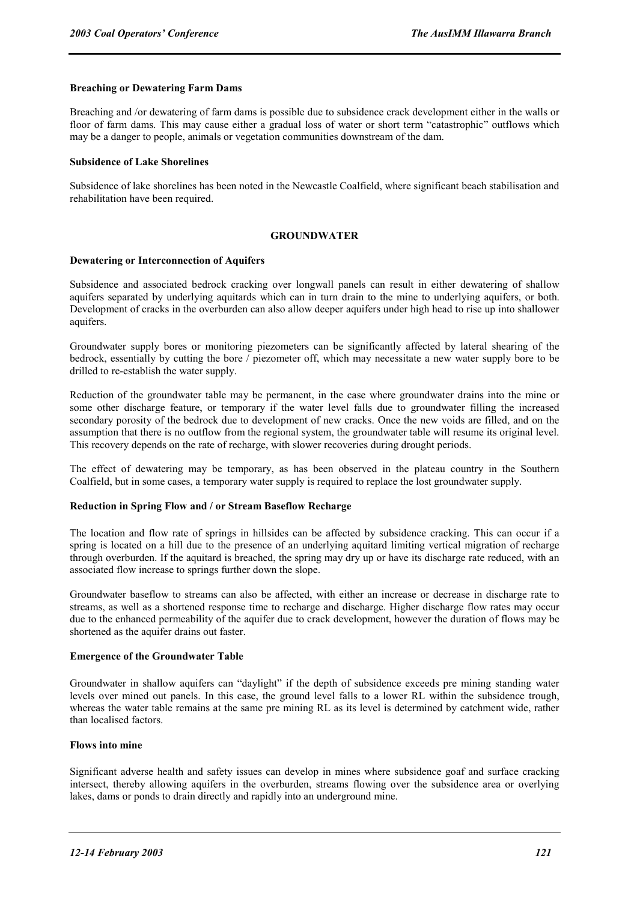**Breaching or Dewatering Farm Dams**

Breaching and /or dewatering of farm dams is possible due to subsidence crack development either in the walls or floor of farm dams. This may cause either a gradual loss of water or short term "catastrophic" outflows which may be a danger to people, animals or vegetation communities downstream of the dam.

**Subsidence of Lake Shorelines**

Subsidence of lake shorelines has been noted in the Newcastle Coalfield, where significant beach stabilisation and rehabilitation have been required.

## GROUNDWATER

**Dewatering or Interconnection of Aquifers**

Subsidence and associated bedrock cracking over longwall panels can result in either dewatering of shallow aquifers separated by underlying aquitards which can in turn drain to the mine to underlying aquifers, or both. Development of cracks in the overburden can also allow deeper aquifers under high head to rise up into shallower aquifers.

Groundwater supply bores or monitoring piezometers can be significantly affected by lateral shearing of the bedrock, essentially by cutting the bore / piezometer off, which may necessitate a new water supply bore to be drilled to re-establish the water supply.

Reduction of the groundwater table may be permanent, in the case where groundwater drains into the mine or some other discharge feature, or temporary if the water level falls due to groundwater filling the increased secondary porosity of the bedrock due to development of new cracks. Once the new voids are filled, and on the assumption that there is no outflow from the regional system, the groundwater table will resume its original level. This recovery depends on the rate of recharge, with slower recoveries during drought periods.

The effect of dewatering may be temporary, as has been observed in the plateau country in the Southern Coalfield, but in some cases, a temporary water supply is required to replace the lost groundwater supply.

**Reduction in Spring Flow and / or Stream Baseflow Recharge**

The location and flow rate of springs in hillsides can be affected by subsidence cracking. This can occur if a spring is located on a hill due to the presence of an underlying aquitard limiting vertical migration of recharge through overburden. If the aquitard is breached, the spring may dry up or have its discharge rate reduced, with an associated flow increase to springs further down the slope.

Groundwater baseflow to streams can also be affected, with either an increase or decrease in discharge rate to streams, as well as a shortened response time to recharge and discharge. Higher discharge flow rates may occur due to the enhanced permeability of the aquifer due to crack development, however the duration of flows may be shortened as the aquifer drains out faster.

**Emergence of the Groundwater Table**

Groundwater in shallow aquifers can "daylight" if the depth of subsidence exceeds pre mining standing water levels over mined out panels. In this case, the ground level falls to a lower RL within the subsidence trough, whereas the water table remains at the same pre mining RL as its level is determined by catchment wide, rather than localised factors.

**Flows into mine**

Significant adverse health and safety issues can develop in mines where subsidence goaf and surface cracking intersect, thereby allowing aquifers in the overburden, streams flowing over the subsidence area or overlying lakes, dams or ponds to drain directly and rapidly into an underground mine.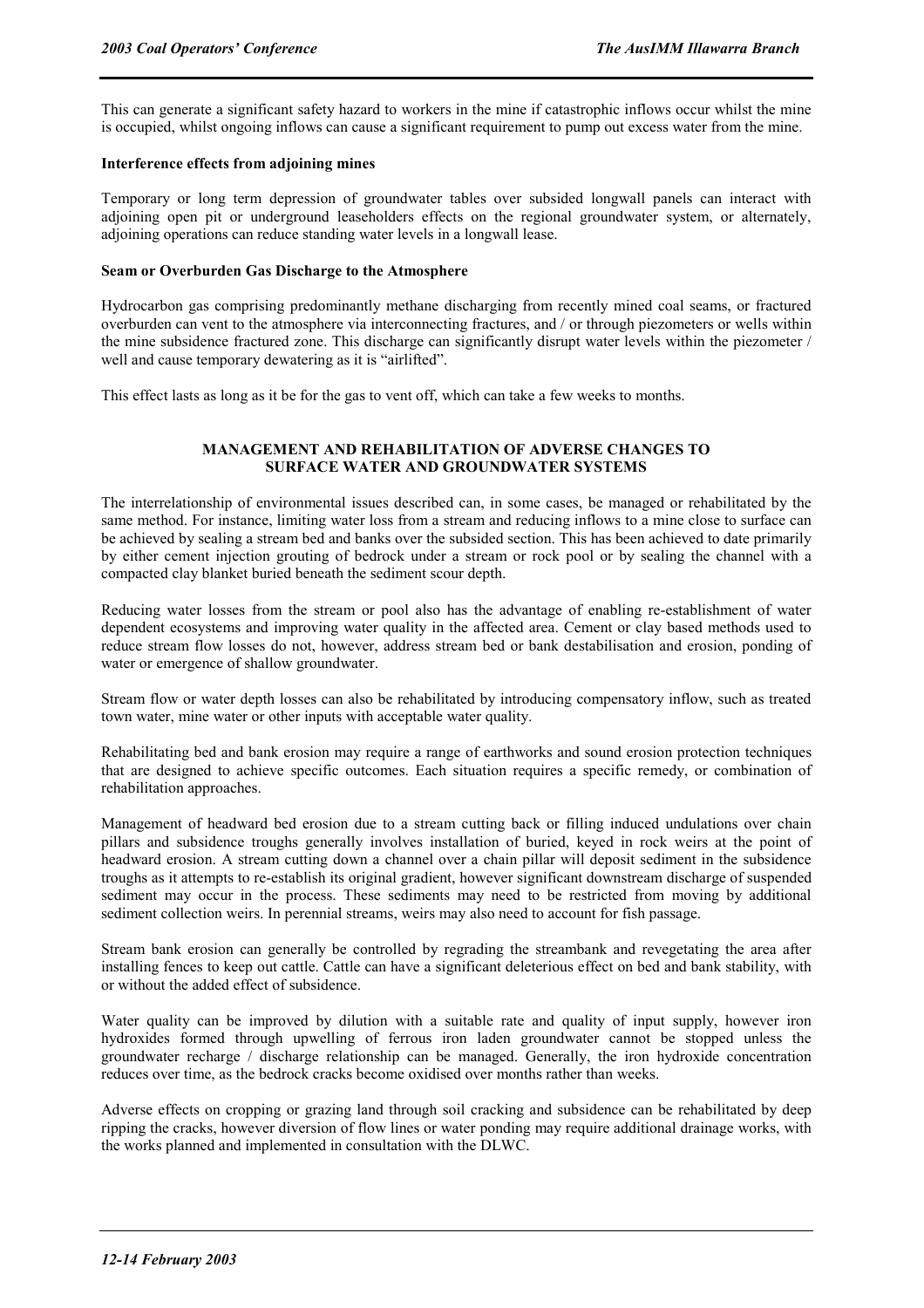This can generate a significant safety hazard to workers in the mine if catastrophic inflows occur whilst the mine is occupied, whilst ongoing inflows can cause a significant requirement to pump out excess water from the mine.

**Interference effects from adjoining mines**

Temporary or long term depression of groundwater tables over subsided longwall panels can interact with adjoining open pit or underground leaseholders effects on the regional groundwater system, or alternately, adjoining operations can reduce standing water levels in a longwall lease.

**Seam or Overburden Gas Discharge to the Atmosphere**

Hydrocarbon gas comprising predominantly methane discharging from recently mined coal seams, or fractured overburden can vent to the atmosphere via interconnecting fractures, and / or through piezometers or wells within the mine subsidence fractured zone. This discharge can significantly disrupt water levels within the piezometer / well and cause temporary dewatering as it is "airlifted".

This effect lasts as long as it be for the gas to vent off, which can take a few weeks to months.

## MANAGEMENT AND REHABILITATION OF ADVERSE CHANGES TO SURFACE WATER AND GROUNDWATER SYSTEMS

The interrelationship of environmental issues described can, in some cases, be managed or rehabilitated by the same method. For instance, limiting water loss from a stream and reducing inflows to a mine close to surface can be achieved by sealing a stream bed and banks over the subsided section. This has been achieved to date primarily by either cement injection grouting of bedrock under a stream or rock pool or by sealing the channel with a compacted clay blanket buried beneath the sediment scour depth.

Reducing water losses from the stream or pool also has the advantage of enabling re-establishment of water dependent ecosystems and improving water quality in the affected area. Cement or clay based methods used to reduce stream flow losses do not, however, address stream bed or bank destabilisation and erosion, ponding of water or emergence of shallow groundwater.

Stream flow or water depth losses can also be rehabilitated by introducing compensatory inflow, such as treated town water, mine water or other inputs with acceptable water quality.

Rehabilitating bed and bank erosion may require a range of earthworks and sound erosion protection techniques that are designed to achieve specific outcomes. Each situation requires a specific remedy, or combination of rehabilitation approaches.

Management of headward bed erosion due to a stream cutting back or filling induced undulations over chain pillars and subsidence troughs generally involves installation of buried, keyed in rock weirs at the point of headward erosion. A stream cutting down a channel over a chain pillar will deposit sediment in the subsidence troughs as it attempts to re-establish its original gradient, however significant downstream discharge of suspended sediment may occur in the process. These sediments may need to be restricted from moving by additional sediment collection weirs. In perennial streams, weirs may also need to account for fish passage.

Stream bank erosion can generally be controlled by regrading the streambank and revegetating the area after installing fences to keep out cattle. Cattle can have a significant deleterious effect on bed and bank stability, with or without the added effect of subsidence.

Water quality can be improved by dilution with a suitable rate and quality of input supply, however iron hydroxides formed through upwelling of ferrous iron laden groundwater cannot be stopped unless the groundwater recharge / discharge relationship can be managed. Generally, the iron hydroxide concentration reduces over time, as the bedrock cracks become oxidised over months rather than weeks.

Adverse effects on cropping or grazing land through soil cracking and subsidence can be rehabilitated by deep ripping the cracks, however diversion of flow lines or water ponding may require additional drainage works, with the works planned and implemented in consultation with the DLWC.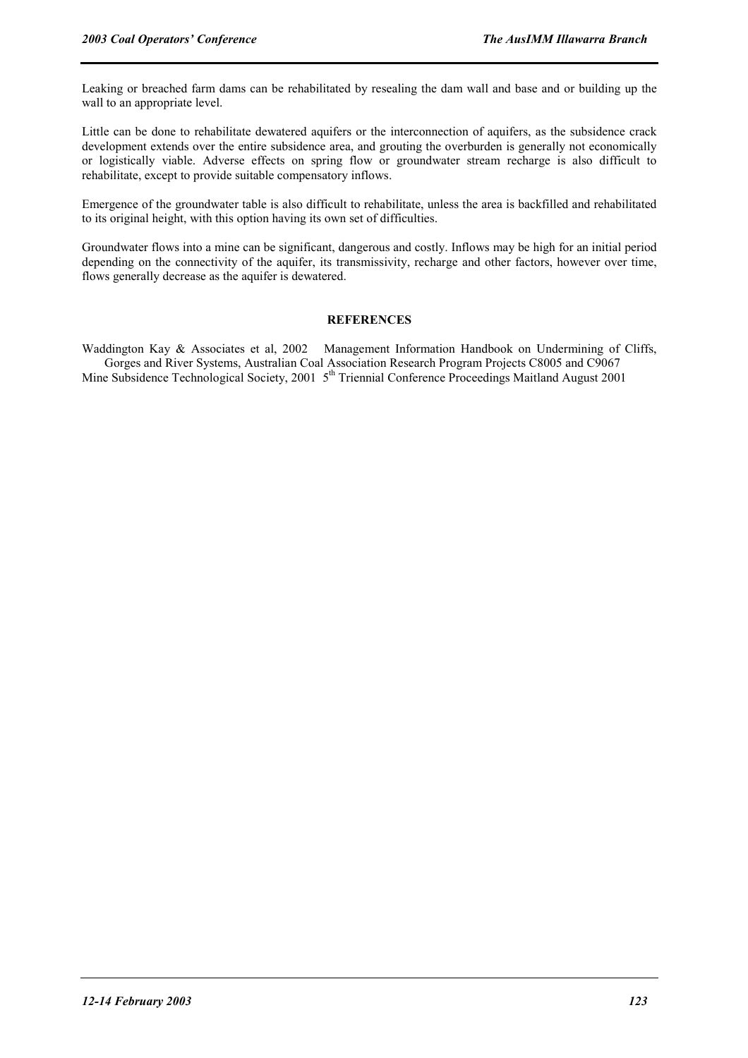Leaking or breached farm dams can be rehabilitated by resealing the dam wall and base and or building up the wall to an appropriate level.

Little can be done to rehabilitate dewatered aquifers or the interconnection of aquifers, as the subsidence crack development extends over the entire subsidence area, and grouting the overburden is generally not economically or logistically viable. Adverse effects on spring flow or groundwater stream recharge is also difficult to rehabilitate, except to provide suitable compensatory inflows.

Emergence of the groundwater table is also difficult to rehabilitate, unless the area is backfilled and rehabilitated to its original height, with this option having its own set of difficulties.

Groundwater flows into a mine can be significant, dangerous and costly. Inflows may be high for an initial period depending on the connectivity of the aquifer, its transmissivity, recharge and other factors, however over time, flows generally decrease as the aquifer is dewatered.

## REFERENCES

Waddington Kay & Associates et al, 2002 Management Information Handbook on Undermining of Cliffs, Gorges and River Systems, Australian Coal Association Research Program Projects C8005 and C9067

Mine Subsidence Technological Society, 2001 5th Triennial Conference Proceedings Maitland August 2001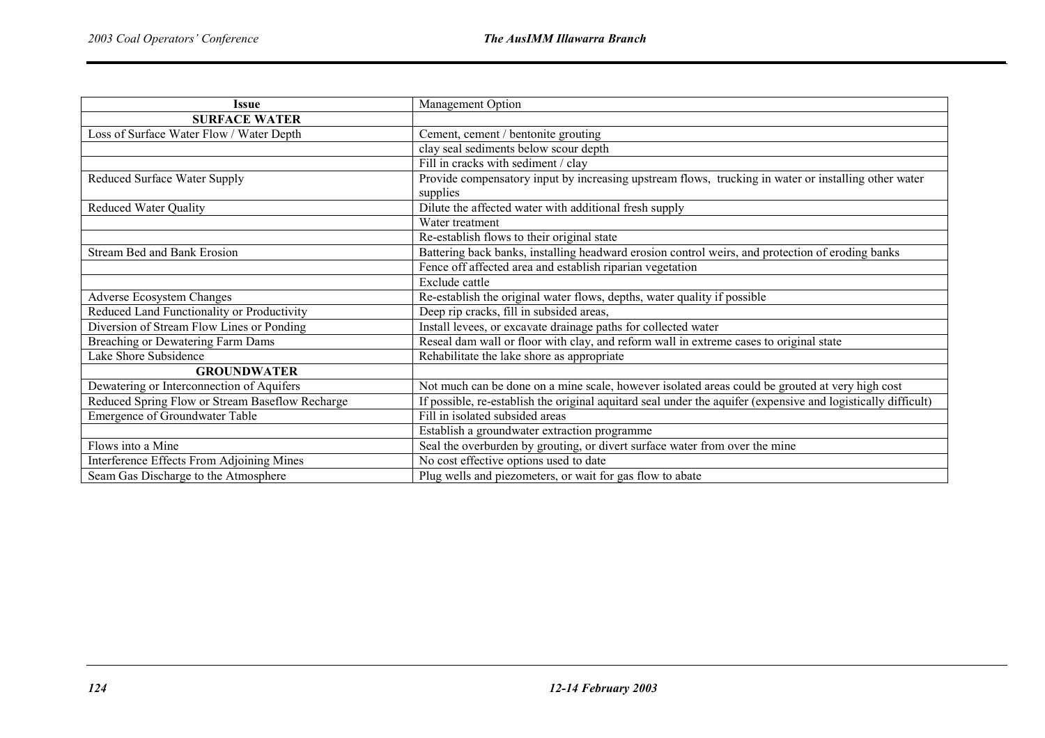| Issue | Management Option |
|---|---|
| **SURFACE WATER** | |
| Loss of Surface Water Flow / Water Depth | Cement, cement / bentonite grouting |
| | clay seal sediments below scour depth |
| | Fill in cracks with sediment / clay |
| Reduced Surface Water Supply | Provide compensatory input by increasing upstream flows, trucking in water or installing other water supplies |
| Reduced Water Quality | Dilute the affected water with additional fresh supply |
| | Water treatment |
| | Re-establish flows to their original state |
| Stream Bed and Bank Erosion | Battering back banks, installing headward erosion control weirs, and protection of eroding banks |
| | Fence off affected area and establish riparian vegetation |
| | Exclude cattle |
| Adverse Ecosystem Changes | Re-establish the original water flows, depths, water quality if possible |
| Reduced Land Functionality or Productivity | Deep rip cracks, fill in subsided areas, |
| Diversion of Stream Flow Lines or Ponding | Install levees, or excavate drainage paths for collected water |
| Breaching or Dewatering Farm Dams | Reseal dam wall or floor with clay, and reform wall in extreme cases to original state |
| Lake Shore Subsidence | Rehabilitate the lake shore as appropriate |
| **GROUNDWATER** | |
| Dewatering or Interconnection of Aquifers | Not much can be done on a mine scale, however isolated areas could be grouted at very high cost |
| Reduced Spring Flow or Stream Baseflow Recharge | If possible, re-establish the original aquitard seal under the aquifer (expensive and logistically difficult) |
| Emergence of Groundwater Table | Fill in isolated subsided areas |
| | Establish a groundwater extraction programme |
| Flows into a Mine | Seal the overburden by grouting, or divert surface water from over the mine |
| Interference Effects From Adjoining Mines | No cost effective options used to date |
| Seam Gas Discharge to the Atmosphere | Plug wells and piezometers, or wait for gas flow to abate |